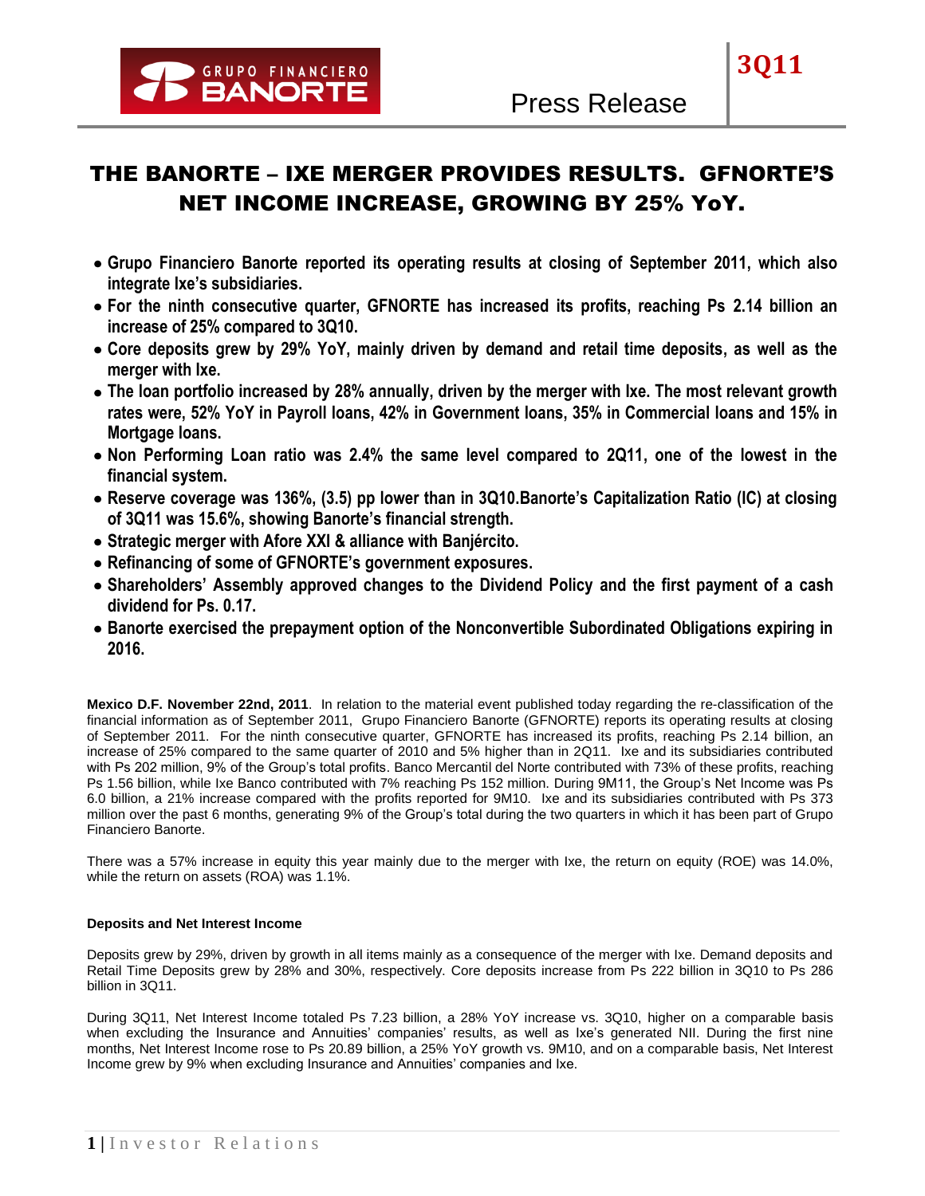# THE BANORTE – IXE MERGER PROVIDES RESULTS. GFNORTE'S NET INCOME INCREASE, GROWING BY 25% YoY.

- **Grupo Financiero Banorte reported its operating results at closing of September 2011, which also integrate Ixe's subsidiaries.**
- **For the ninth consecutive quarter, GFNORTE has increased its profits, reaching Ps 2.14 billion an increase of 25% compared to 3Q10.**
- **Core deposits grew by 29% YoY, mainly driven by demand and retail time deposits, as well as the merger with Ixe.**
- **The loan portfolio increased by 28% annually, driven by the merger with Ixe. The most relevant growth rates were, 52% YoY in Payroll loans, 42% in Government loans, 35% in Commercial loans and 15% in Mortgage loans.**
- **Non Performing Loan ratio was 2.4% the same level compared to 2Q11, one of the lowest in the financial system.**
- **Reserve coverage was 136%, (3.5) pp lower than in 3Q10.Banorte's Capitalization Ratio (IC) at closing of 3Q11 was 15.6%, showing Banorte's financial strength.**
- **Strategic merger with Afore XXI & alliance with Banjército.**
- **Refinancing of some of GFNORTE's government exposures.**
- **Shareholders' Assembly approved changes to the Dividend Policy and the first payment of a cash dividend for Ps. 0.17.**
- **Banorte exercised the prepayment option of the Nonconvertible Subordinated Obligations expiring in 2016.**

**Mexico D.F. November 22nd, 2011**. In relation to the material event published today regarding the re-classification of the financial information as of September 2011, Grupo Financiero Banorte (GFNORTE) reports its operating results at closing of September 2011. For the ninth consecutive quarter, GFNORTE has increased its profits, reaching Ps 2.14 billion, an increase of 25% compared to the same quarter of 2010 and 5% higher than in 2Q11. Ixe and its subsidiaries contributed with Ps 202 million, 9% of the Group's total profits. Banco Mercantil del Norte contributed with 73% of these profits, reaching Ps 1.56 billion, while Ixe Banco contributed with 7% reaching Ps 152 million. During 9M11, the Group's Net Income was Ps 6.0 billion, a 21% increase compared with the profits reported for 9M10. Ixe and its subsidiaries contributed with Ps 373 million over the past 6 months, generating 9% of the Group's total during the two quarters in which it has been part of Grupo Financiero Banorte.

There was a 57% increase in equity this year mainly due to the merger with Ixe, the return on equity (ROE) was 14.0%, while the return on assets (ROA) was 1.1%.

**Deposits and Net Interest Income**

Deposits grew by 29%, driven by growth in all items mainly as a consequence of the merger with Ixe. Demand deposits and Retail Time Deposits grew by 28% and 30%, respectively. Core deposits increase from Ps 222 billion in 3Q10 to Ps 286 billion in 3Q11.

During 3Q11, Net Interest Income totaled Ps 7.23 billion, a 28% YoY increase vs. 3Q10, higher on a comparable basis when excluding the Insurance and Annuities' companies' results, as well as Ixe's generated NII. During the first nine months, Net Interest Income rose to Ps 20.89 billion, a 25% YoY growth vs. 9M10, and on a comparable basis, Net Interest Income grew by 9% when excluding Insurance and Annuities' companies and Ixe.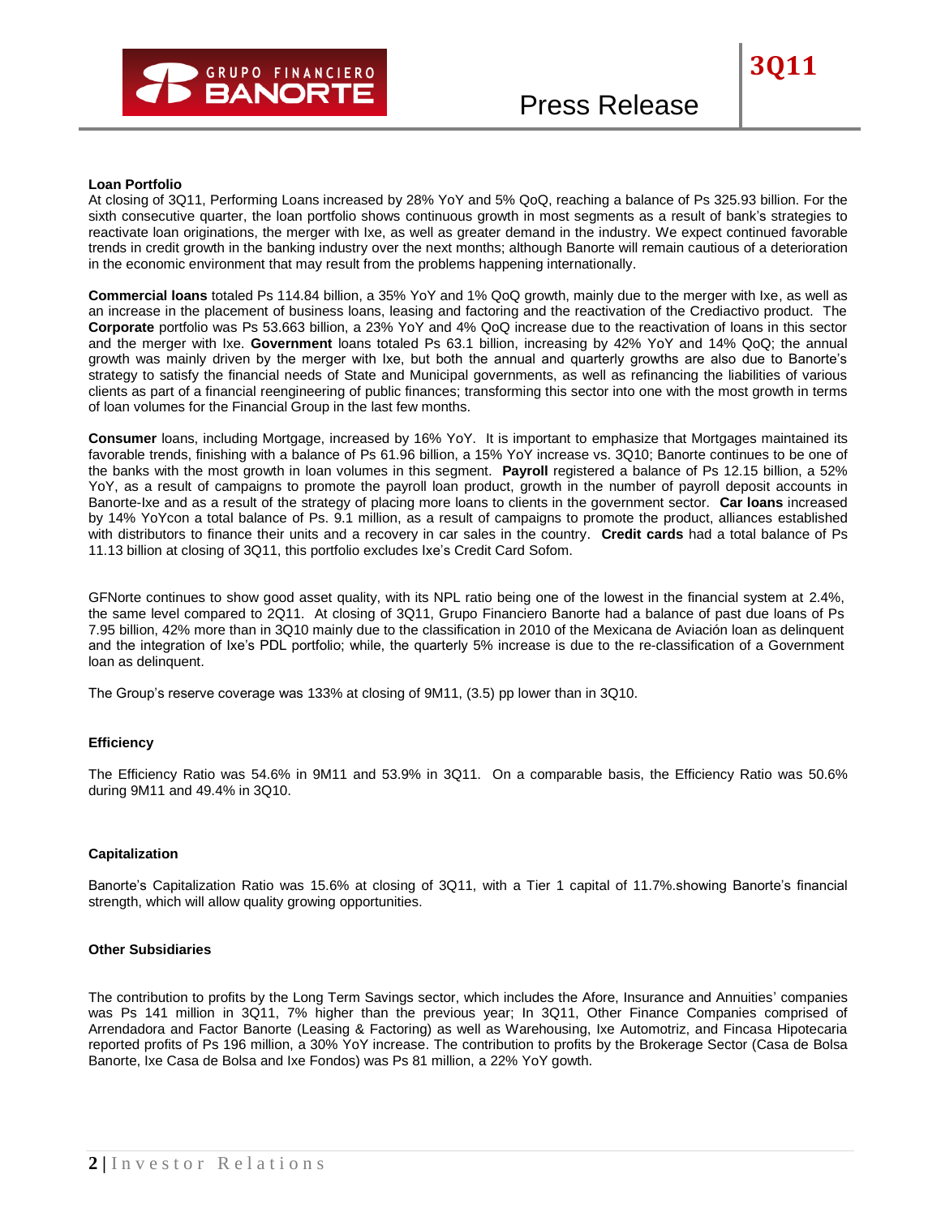### Loan Portfolio

At closing of 3Q11, Performing Loans increased by 28% YoY and 5% QoQ, reaching a balance of Ps 325.93 billion. For the sixth consecutive quarter, the loan portfolio shows continuous growth in most segments as a result of bank's strategies to reactivate loan originations, the merger with Ixe, as well as greater demand in the industry. We expect continued favorable trends in credit growth in the banking industry over the next months; although Banorte will remain cautious of a deterioration in the economic environment that may result from the problems happening internationally.

**Commercial loans** totaled Ps 114.84 billion, a 35% YoY and 1% QoQ growth, mainly due to the merger with Ixe, as well as an increase in the placement of business loans, leasing and factoring and the reactivation of the Crediactivo product. The **Corporate** portfolio was Ps 53.663 billion, a 23% YoY and 4% QoQ increase due to the reactivation of loans in this sector and the merger with Ixe. **Government** loans totaled Ps 63.1 billion, increasing by 42% YoY and 14% QoQ; the annual growth was mainly driven by the merger with Ixe, but both the annual and quarterly growths are also due to Banorte's strategy to satisfy the financial needs of State and Municipal governments, as well as refinancing the liabilities of various clients as part of a financial reengineering of public finances; transforming this sector into one with the most growth in terms of loan volumes for the Financial Group in the last few months.

**Consumer** loans, including Mortgage, increased by 16% YoY. It is important to emphasize that Mortgages maintained its favorable trends, finishing with a balance of Ps 61.96 billion, a 15% YoY increase vs. 3Q10; Banorte continues to be one of the banks with the most growth in loan volumes in this segment. **Payroll** registered a balance of Ps 12.15 billion, a 52% YoY, as a result of campaigns to promote the payroll loan product, growth in the number of payroll deposit accounts in Banorte-Ixe and as a result of the strategy of placing more loans to clients in the government sector. **Car loans** increased by 14% YoYcon a total balance of Ps. 9.1 million, as a result of campaigns to promote the product, alliances established with distributors to finance their units and a recovery in car sales in the country. **Credit cards** had a total balance of Ps 11.13 billion at closing of 3Q11, this portfolio excludes Ixe's Credit Card Sofom.

GFNorte continues to show good asset quality, with its NPL ratio being one of the lowest in the financial system at 2.4%, the same level compared to 2Q11. At closing of 3Q11, Grupo Financiero Banorte had a balance of past due loans of Ps 7.95 billion, 42% more than in 3Q10 mainly due to the classification in 2010 of the Mexicana de Aviación loan as delinquent and the integration of Ixe's PDL portfolio; while, the quarterly 5% increase is due to the re-classification of a Government loan as delinquent.

The Group's reserve coverage was 133% at closing of 9M11, (3.5) pp lower than in 3Q10.

### Efficiency

The Efficiency Ratio was 54.6% in 9M11 and 53.9% in 3Q11. On a comparable basis, the Efficiency Ratio was 50.6% during 9M11 and 49.4% in 3Q10.

### Capitalization

Banorte's Capitalization Ratio was 15.6% at closing of 3Q11, with a Tier 1 capital of 11.7%.showing Banorte's financial strength, which will allow quality growing opportunities.

### Other Subsidiaries

The contribution to profits by the Long Term Savings sector, which includes the Afore, Insurance and Annuities' companies was Ps 141 million in 3Q11, 7% higher than the previous year; In 3Q11, Other Finance Companies comprised of Arrendadora and Factor Banorte (Leasing & Factoring) as well as Warehousing, Ixe Automotriz, and Fincasa Hipotecaria reported profits of Ps 196 million, a 30% YoY increase. The contribution to profits by the Brokerage Sector (Casa de Bolsa Banorte, Ixe Casa de Bolsa and Ixe Fondos) was Ps 81 million, a 22% YoY gowth.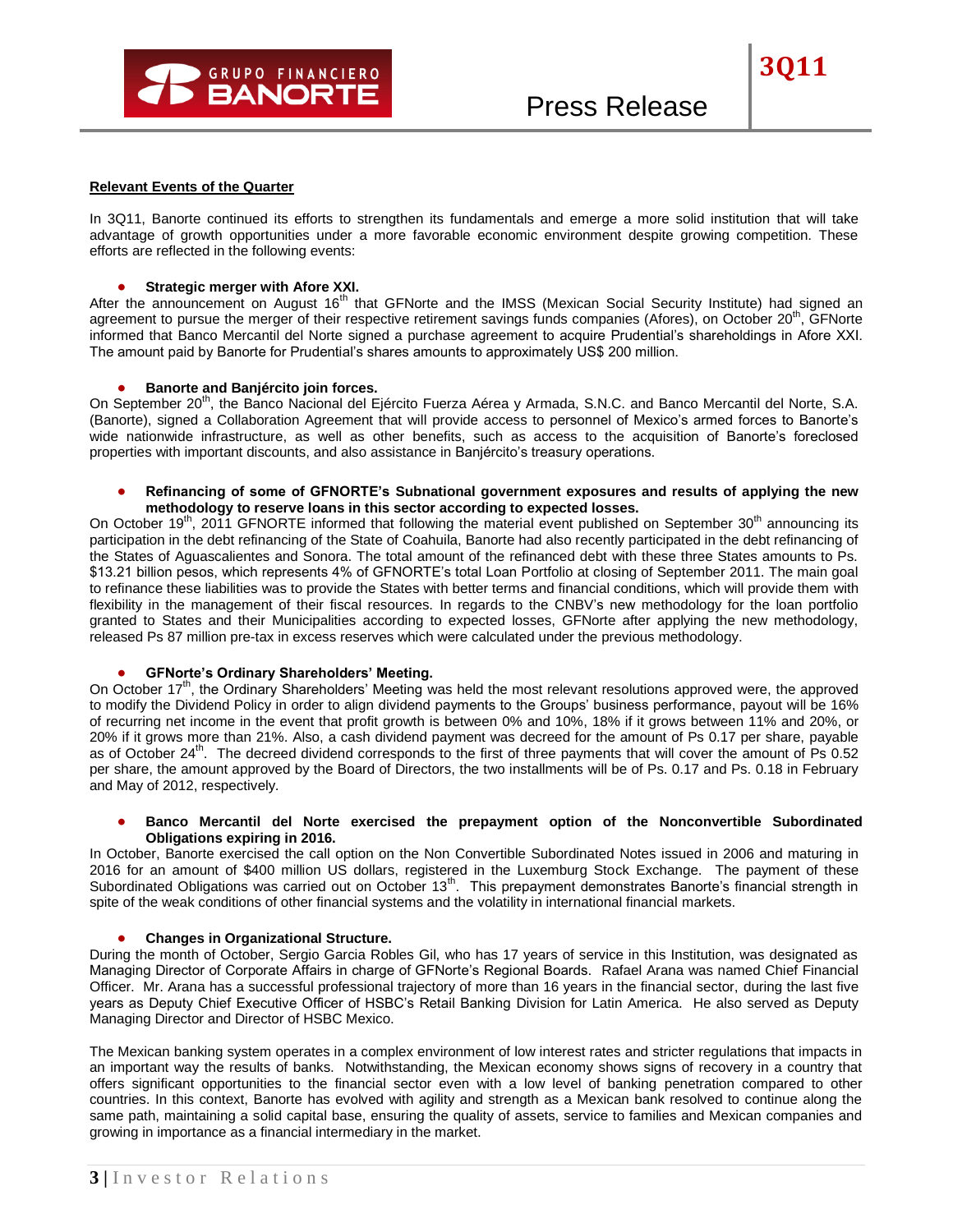## Relevant Events of the Quarter

In 3Q11, Banorte continued its efforts to strengthen its fundamentals and emerge a more solid institution that will take advantage of growth opportunities under a more favorable economic environment despite growing competition. These efforts are reflected in the following events:

- **Strategic merger with Afore XXI.**

After the announcement on August 16th that GFNorte and the IMSS (Mexican Social Security Institute) had signed an agreement to pursue the merger of their respective retirement savings funds companies (Afores), on October 20th, GFNorte informed that Banco Mercantil del Norte signed a purchase agreement to acquire Prudential's shareholdings in Afore XXI. The amount paid by Banorte for Prudential's shares amounts to approximately US$ 200 million.

- **Banorte and Banjército join forces.**

On September 20th, the Banco Nacional del Ejército Fuerza Aérea y Armada, S.N.C. and Banco Mercantil del Norte, S.A. (Banorte), signed a Collaboration Agreement that will provide access to personnel of Mexico's armed forces to Banorte's wide nationwide infrastructure, as well as other benefits, such as access to the acquisition of Banorte's foreclosed properties with important discounts, and also assistance in Banjército's treasury operations.

- **Refinancing of some of GFNORTE's Subnational government exposures and results of applying the new methodology to reserve loans in this sector according to expected losses.**

On October 19th, 2011 GFNORTE informed that following the material event published on September 30th announcing its participation in the debt refinancing of the State of Coahuila, Banorte had also recently participated in the debt refinancing of the States of Aguascalientes and Sonora. The total amount of the refinanced debt with these three States amounts to Ps. $13.21 billion pesos, which represents 4% of GFNORTE's total Loan Portfolio at closing of September 2011. The main goal to refinance these liabilities was to provide the States with better terms and financial conditions, which will provide them with flexibility in the management of their fiscal resources. In regards to the CNBV's new methodology for the loan portfolio granted to States and their Municipalities according to expected losses, GFNorte after applying the new methodology, released Ps 87 million pre-tax in excess reserves which were calculated under the previous methodology.

- **GFNorte's Ordinary Shareholders' Meeting.**

On October 17th, the Ordinary Shareholders' Meeting was held the most relevant resolutions approved were, the approved to modify the Dividend Policy in order to align dividend payments to the Groups' business performance, payout will be 16% of recurring net income in the event that profit growth is between 0% and 10%, 18% if it grows between 11% and 20%, or 20% if it grows more than 21%. Also, a cash dividend payment was decreed for the amount of Ps 0.17 per share, payable as of October 24th. The decreed dividend corresponds to the first of three payments that will cover the amount of Ps 0.52 per share, the amount approved by the Board of Directors, the two installments will be of Ps. 0.17 and Ps. 0.18 in February and May of 2012, respectively.

- **Banco Mercantil del Norte exercised the prepayment option of the Nonconvertible Subordinated Obligations expiring in 2016.**

In October, Banorte exercised the call option on the Non Convertible Subordinated Notes issued in 2006 and maturing in 2016 for an amount of $400 million US dollars, registered in the Luxemburg Stock Exchange. The payment of these Subordinated Obligations was carried out on October 13th. This prepayment demonstrates Banorte's financial strength in spite of the weak conditions of other financial systems and the volatility in international financial markets.

- **Changes in Organizational Structure.**

During the month of October, Sergio Garcia Robles Gil, who has 17 years of service in this Institution, was designated as Managing Director of Corporate Affairs in charge of GFNorte's Regional Boards. Rafael Arana was named Chief Financial Officer. Mr. Arana has a successful professional trajectory of more than 16 years in the financial sector, during the last five years as Deputy Chief Executive Officer of HSBC's Retail Banking Division for Latin America. He also served as Deputy Managing Director and Director of HSBC Mexico.

The Mexican banking system operates in a complex environment of low interest rates and stricter regulations that impacts in an important way the results of banks. Notwithstanding, the Mexican economy shows signs of recovery in a country that offers significant opportunities to the financial sector even with a low level of banking penetration compared to other countries. In this context, Banorte has evolved with agility and strength as a Mexican bank resolved to continue along the same path, maintaining a solid capital base, ensuring the quality of assets, service to families and Mexican companies and growing in importance as a financial intermediary in the market.